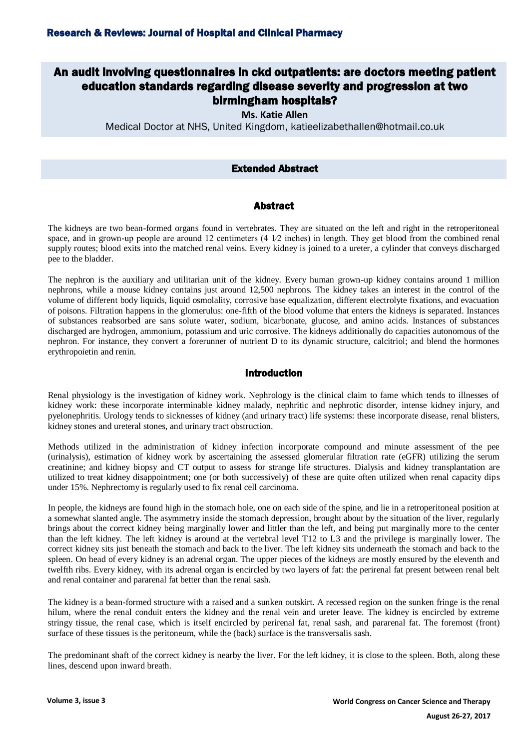# An audit involving questionnaires in ckd outpatients: are doctors meeting patient education standards regarding disease severity and progression at two birmingham hospitals?

**Ms. Katie Allen**

Medical Doctor at NHS, United Kingdom, katieelizabethallen@hotmail.co.uk

## Extended Abstract

### Abstract

The kidneys are two bean-formed organs found in vertebrates. They are situated on the left and right in the retroperitoneal space, and in grown-up people are around 12 centimeters (4 1⁄2 inches) in length. They get blood from the combined renal supply routes; blood exits into the matched renal veins. Every kidney is joined to a ureter, a cylinder that conveys discharged pee to the bladder.

The nephron is the auxiliary and utilitarian unit of the kidney. Every human grown-up kidney contains around 1 million nephrons, while a mouse kidney contains just around 12,500 nephrons. The kidney takes an interest in the control of the volume of different body liquids, liquid osmolality, corrosive base equalization, different electrolyte fixations, and evacuation of poisons. Filtration happens in the glomerulus: one-fifth of the blood volume that enters the kidneys is separated. Instances of substances reabsorbed are sans solute water, sodium, bicarbonate, glucose, and amino acids. Instances of substances discharged are hydrogen, ammonium, potassium and uric corrosive. The kidneys additionally do capacities autonomous of the nephron. For instance, they convert a forerunner of nutrient D to its dynamic structure, calcitriol; and blend the hormones erythropoietin and renin.

### Introduction

Renal physiology is the investigation of kidney work. Nephrology is the clinical claim to fame which tends to illnesses of kidney work: these incorporate interminable kidney malady, nephritic and nephrotic disorder, intense kidney injury, and pyelonephritis. Urology tends to sicknesses of kidney (and urinary tract) life systems: these incorporate disease, renal blisters, kidney stones and ureteral stones, and urinary tract obstruction.

Methods utilized in the administration of kidney infection incorporate compound and minute assessment of the pee (urinalysis), estimation of kidney work by ascertaining the assessed glomerular filtration rate (eGFR) utilizing the serum creatinine; and kidney biopsy and CT output to assess for strange life structures. Dialysis and kidney transplantation are utilized to treat kidney disappointment; one (or both successively) of these are quite often utilized when renal capacity dips under 15%. Nephrectomy is regularly used to fix renal cell carcinoma.

In people, the kidneys are found high in the stomach hole, one on each side of the spine, and lie in a retroperitoneal position at a somewhat slanted angle. The asymmetry inside the stomach depression, brought about by the situation of the liver, regularly brings about the correct kidney being marginally lower and littler than the left, and being put marginally more to the center than the left kidney. The left kidney is around at the vertebral level T12 to L3 and the privilege is marginally lower. The correct kidney sits just beneath the stomach and back to the liver. The left kidney sits underneath the stomach and back to the spleen. On head of every kidney is an adrenal organ. The upper pieces of the kidneys are mostly ensured by the eleventh and twelfth ribs. Every kidney, with its adrenal organ is encircled by two layers of fat: the perirenal fat present between renal belt and renal container and pararenal fat better than the renal sash.

The kidney is a bean-formed structure with a raised and a sunken outskirt. A recessed region on the sunken fringe is the renal hilum, where the renal conduit enters the kidney and the renal vein and ureter leave. The kidney is encircled by extreme stringy tissue, the renal case, which is itself encircled by perirenal fat, renal sash, and pararenal fat. The foremost (front) surface of these tissues is the peritoneum, while the (back) surface is the transversalis sash.

The predominant shaft of the correct kidney is nearby the liver. For the left kidney, it is close to the spleen. Both, along these lines, descend upon inward breath.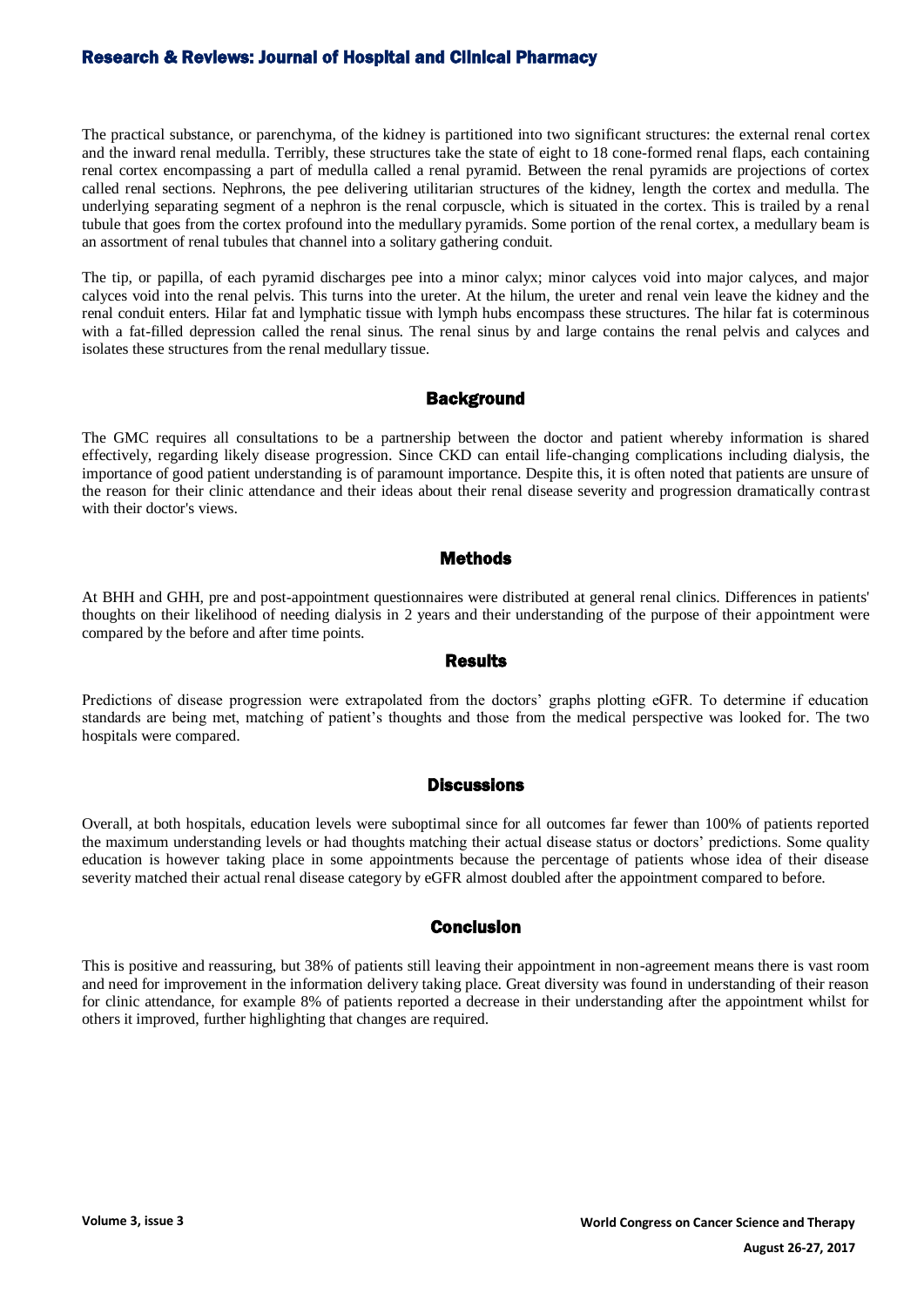The practical substance, or parenchyma, of the kidney is partitioned into two significant structures: the external renal cortex and the inward renal medulla. Terribly, these structures take the state of eight to 18 cone-formed renal flaps, each containing renal cortex encompassing a part of medulla called a renal pyramid. Between the renal pyramids are projections of cortex called renal sections. Nephrons, the pee delivering utilitarian structures of the kidney, length the cortex and medulla. The underlying separating segment of a nephron is the renal corpuscle, which is situated in the cortex. This is trailed by a renal tubule that goes from the cortex profound into the medullary pyramids. Some portion of the renal cortex, a medullary beam is an assortment of renal tubules that channel into a solitary gathering conduit.

The tip, or papilla, of each pyramid discharges pee into a minor calyx; minor calyces void into major calyces, and major calyces void into the renal pelvis. This turns into the ureter. At the hilum, the ureter and renal vein leave the kidney and the renal conduit enters. Hilar fat and lymphatic tissue with lymph hubs encompass these structures. The hilar fat is coterminous with a fat-filled depression called the renal sinus. The renal sinus by and large contains the renal pelvis and calyces and isolates these structures from the renal medullary tissue.

## Background

The GMC requires all consultations to be a partnership between the doctor and patient whereby information is shared effectively, regarding likely disease progression. Since CKD can entail life-changing complications including dialysis, the importance of good patient understanding is of paramount importance. Despite this, it is often noted that patients are unsure of the reason for their clinic attendance and their ideas about their renal disease severity and progression dramatically contrast with their doctor's views.

## Methods

At BHH and GHH, pre and post-appointment questionnaires were distributed at general renal clinics. Differences in patients' thoughts on their likelihood of needing dialysis in 2 years and their understanding of the purpose of their appointment were compared by the before and after time points.

## Results

Predictions of disease progression were extrapolated from the doctors' graphs plotting eGFR. To determine if education standards are being met, matching of patient's thoughts and those from the medical perspective was looked for. The two hospitals were compared.

## Discussions

Overall, at both hospitals, education levels were suboptimal since for all outcomes far fewer than 100% of patients reported the maximum understanding levels or had thoughts matching their actual disease status or doctors' predictions. Some quality education is however taking place in some appointments because the percentage of patients whose idea of their disease severity matched their actual renal disease category by eGFR almost doubled after the appointment compared to before.

## Conclusion

This is positive and reassuring, but 38% of patients still leaving their appointment in non-agreement means there is vast room and need for improvement in the information delivery taking place. Great diversity was found in understanding of their reason for clinic attendance, for example 8% of patients reported a decrease in their understanding after the appointment whilst for others it improved, further highlighting that changes are required.